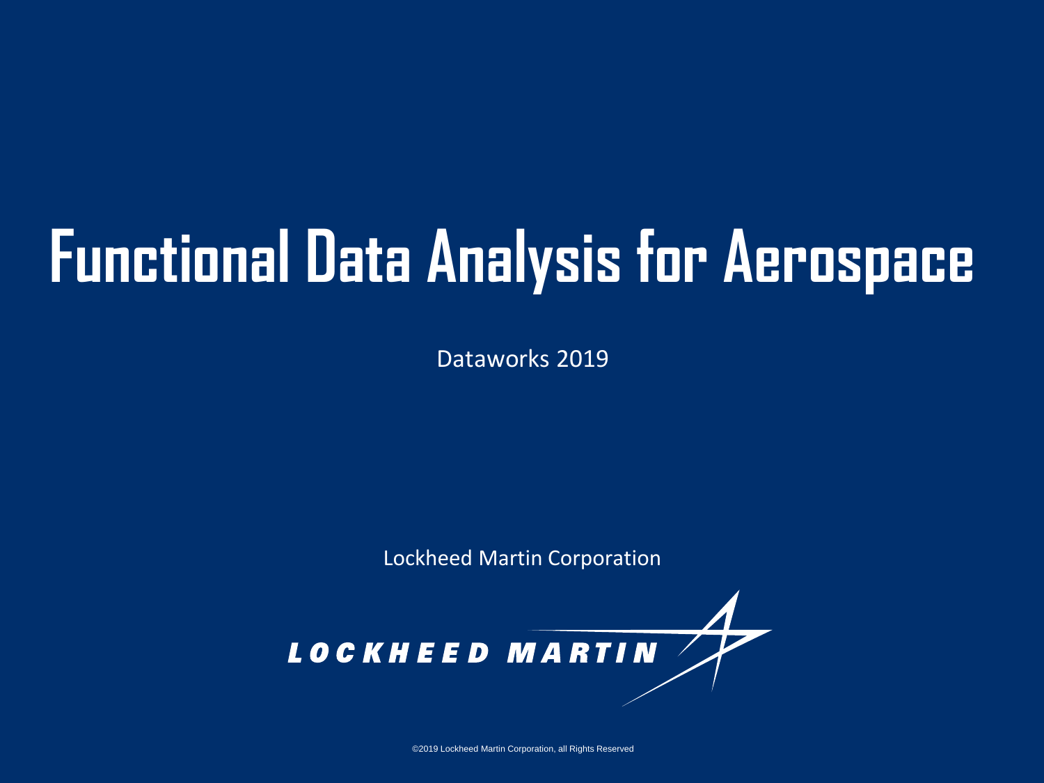# Functional Data Analysis for Aerospace

Dataworks 2019

Lockheed Martin Corporation

LOCKHEED MARTIN

©2019 Lockheed Martin Corporation, all Rights Reserved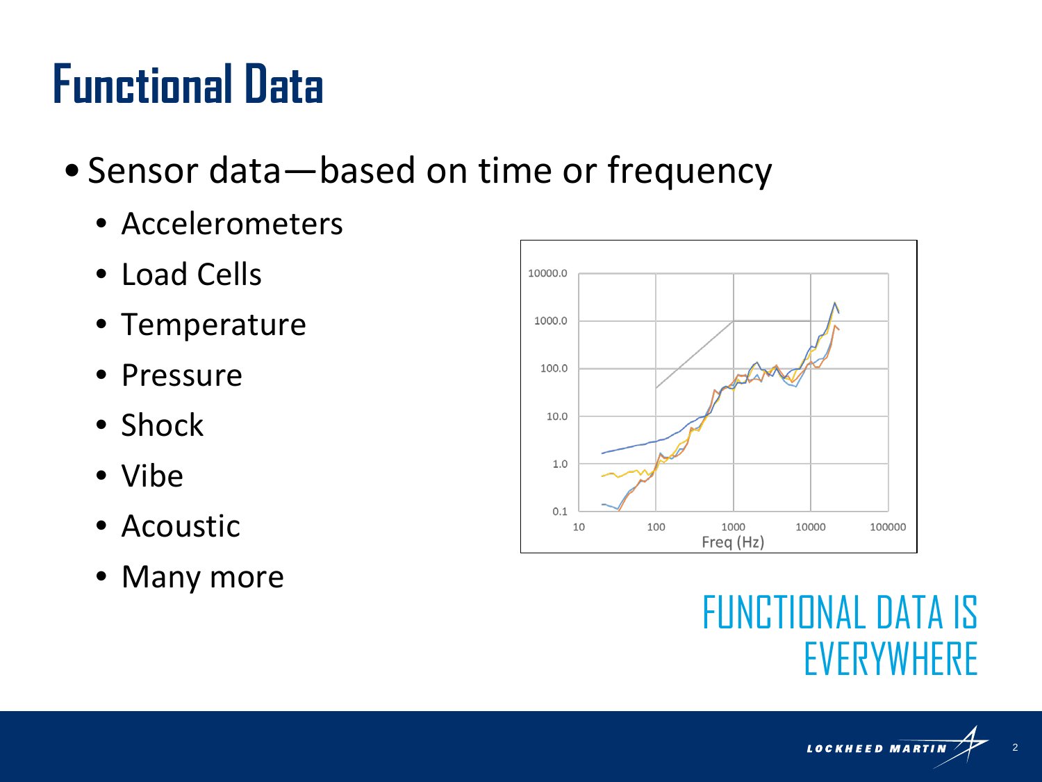# Functional Data

- Sensor data—based on time or frequency
  - Accelerometers
  - Load Cells
  - Temperature
  - Pressure
  - Shock
  - Vibe
  - Acoustic
  - Many more

FUNCTIONAL DATA IS EVERYWHERE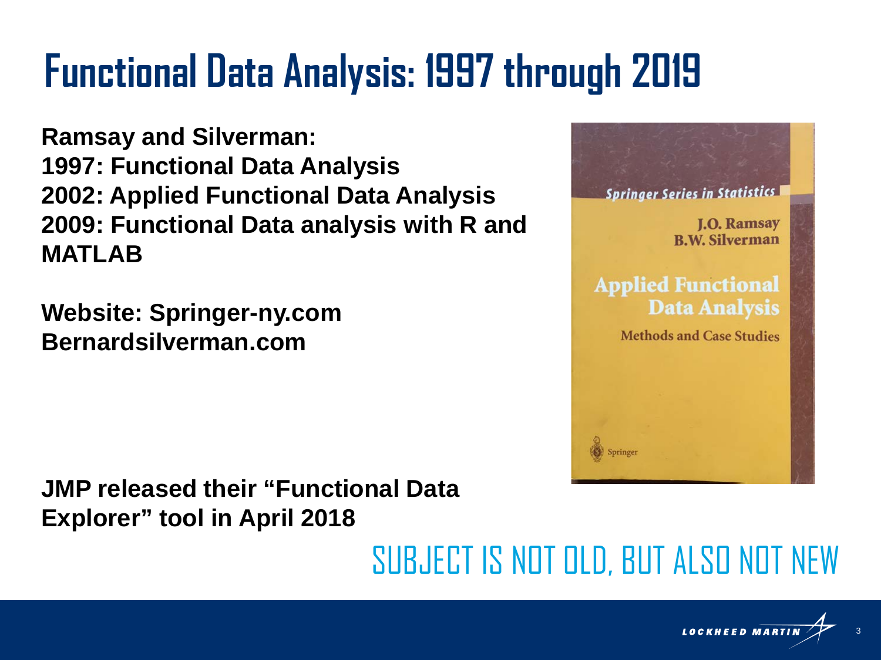# Functional Data Analysis: 1997 through 2019

**Ramsay and Silverman:**
**1997: Functional Data Analysis**
**2002: Applied Functional Data Analysis**
**2009: Functional Data analysis with R and MATLAB**

**Website: Springer-ny.com**
**Bernardsilverman.com**

**JMP released their "Functional Data Explorer" tool in April 2018**

SUBJECT IS NOT OLD, BUT ALSO NOT NEW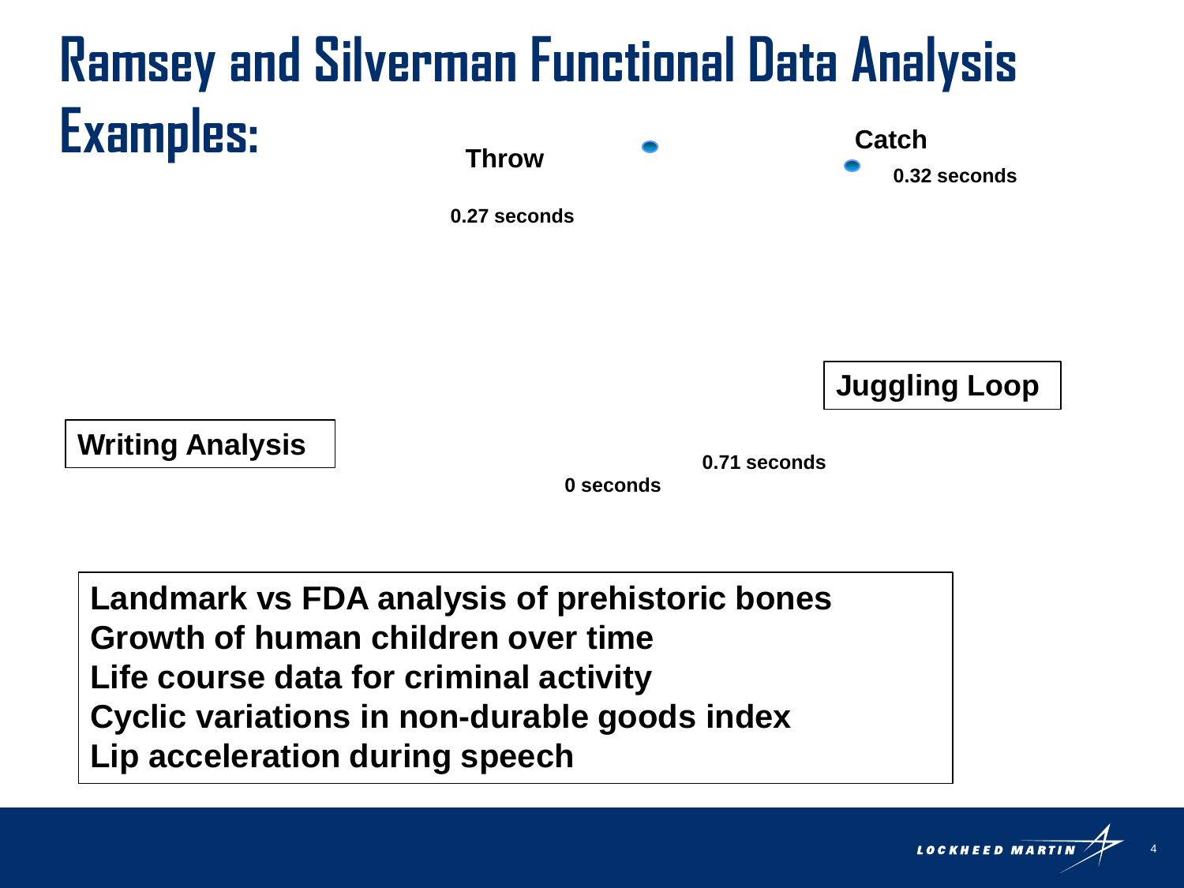# Ramsey and Silverman Functional Data Analysis Examples:

Throw

0.27 seconds

Catch

0.32 seconds

Juggling Loop

Writing Analysis

0.71 seconds

0 seconds

**Landmark vs FDA analysis of prehistoric bones**
**Growth of human children over time**
**Life course data for criminal activity**
**Cyclic variations in non-durable goods index**
**Lip acceleration during speech**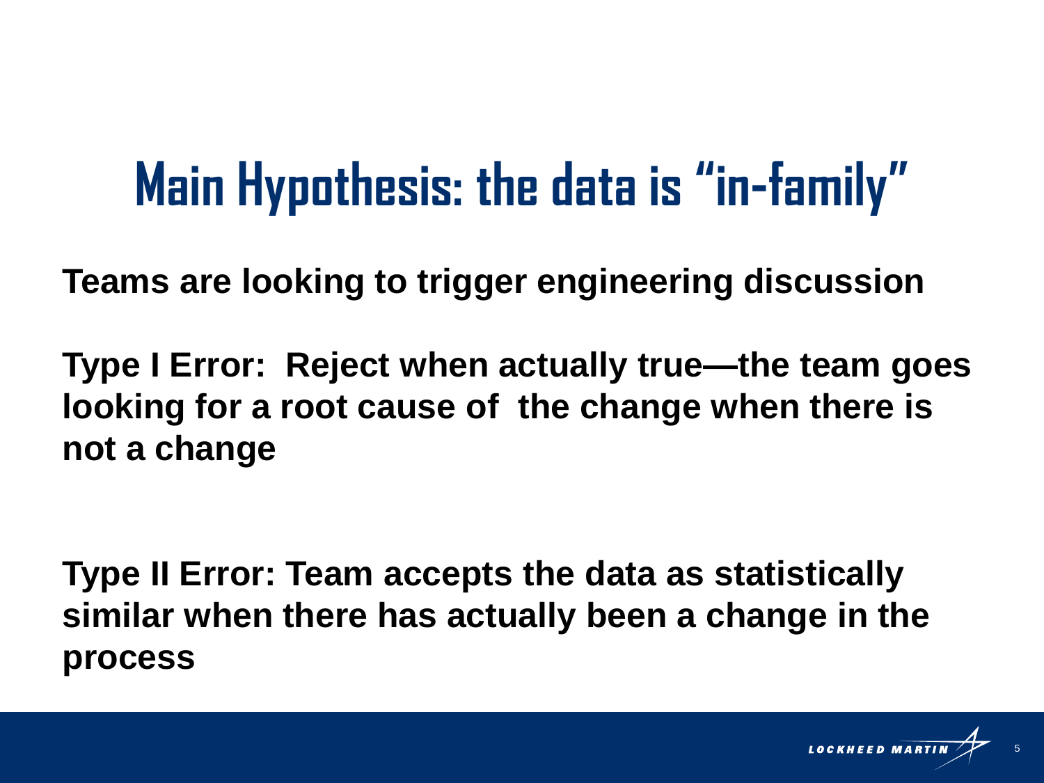# Main Hypothesis: the data is "in-family"

**Teams are looking to trigger engineering discussion**

**Type I Error: Reject when actually true—the team goes looking for a root cause of the change when there is not a change**

**Type II Error: Team accepts the data as statistically similar when there has actually been a change in the process**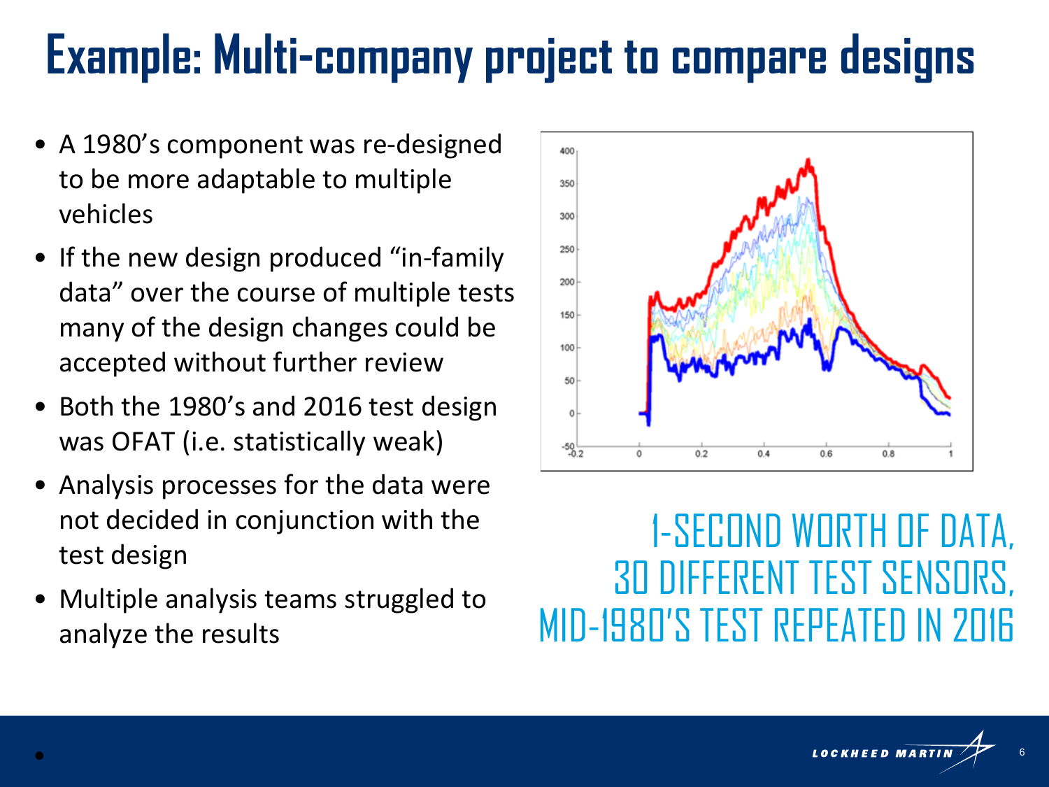# Example: Multi-company project to compare designs

- A 1980's component was re-designed to be more adaptable to multiple vehicles
- If the new design produced "in-family data" over the course of multiple tests many of the design changes could be accepted without further review
- Both the 1980's and 2016 test design was OFAT (i.e. statistically weak)
- Analysis processes for the data were not decided in conjunction with the test design
- Multiple analysis teams struggled to analyze the results

1-SECOND WORTH OF DATA,
30 DIFFERENT TEST SENSORS,
MID-1980'S TEST REPEATED IN 2016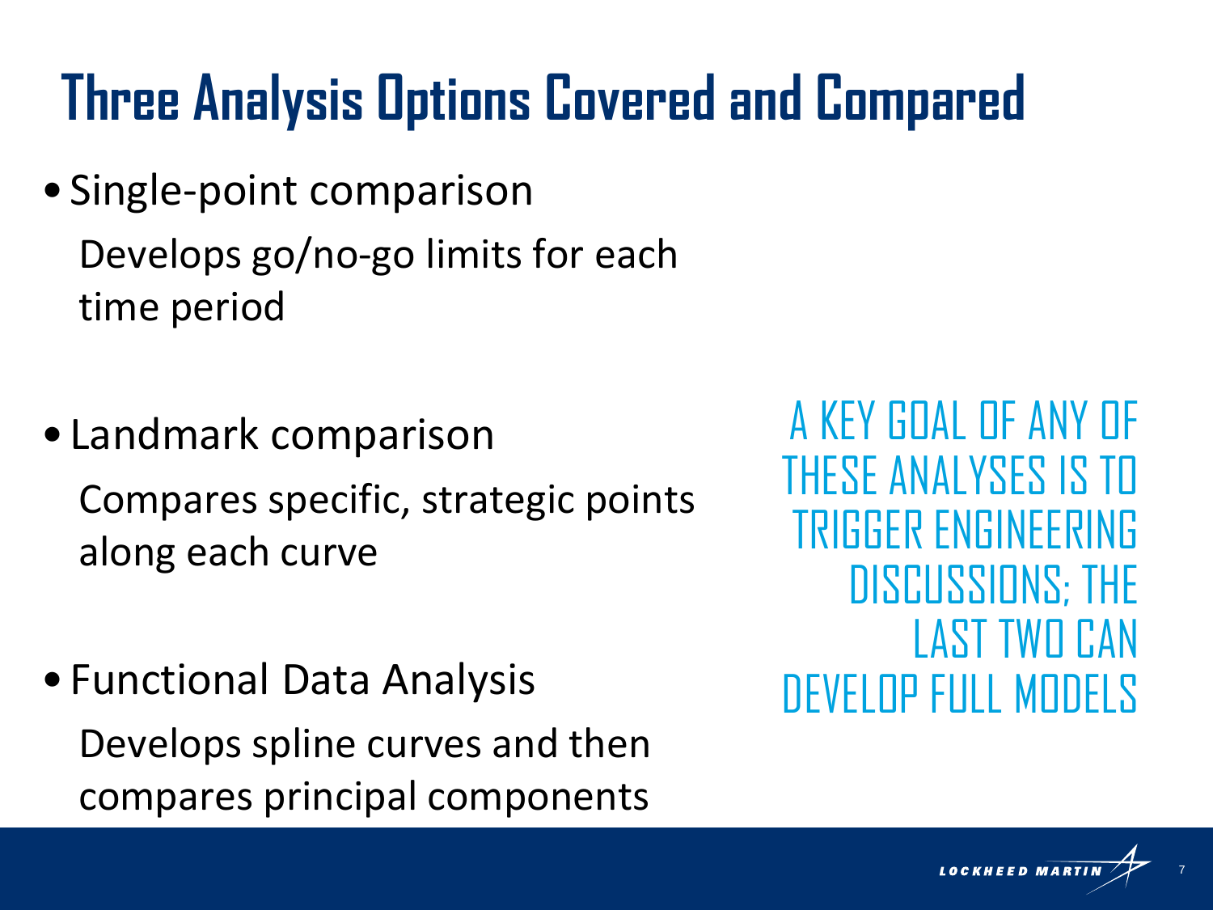# Three Analysis Options Covered and Compared

- Single-point comparison

  Develops go/no-go limits for each time period

- Landmark comparison

  Compares specific, strategic points along each curve

- Functional Data Analysis

  Develops spline curves and then compares principal components

A KEY GOAL OF ANY OF THESE ANALYSES IS TO TRIGGER ENGINEERING DISCUSSIONS; THE LAST TWO CAN DEVELOP FULL MODELS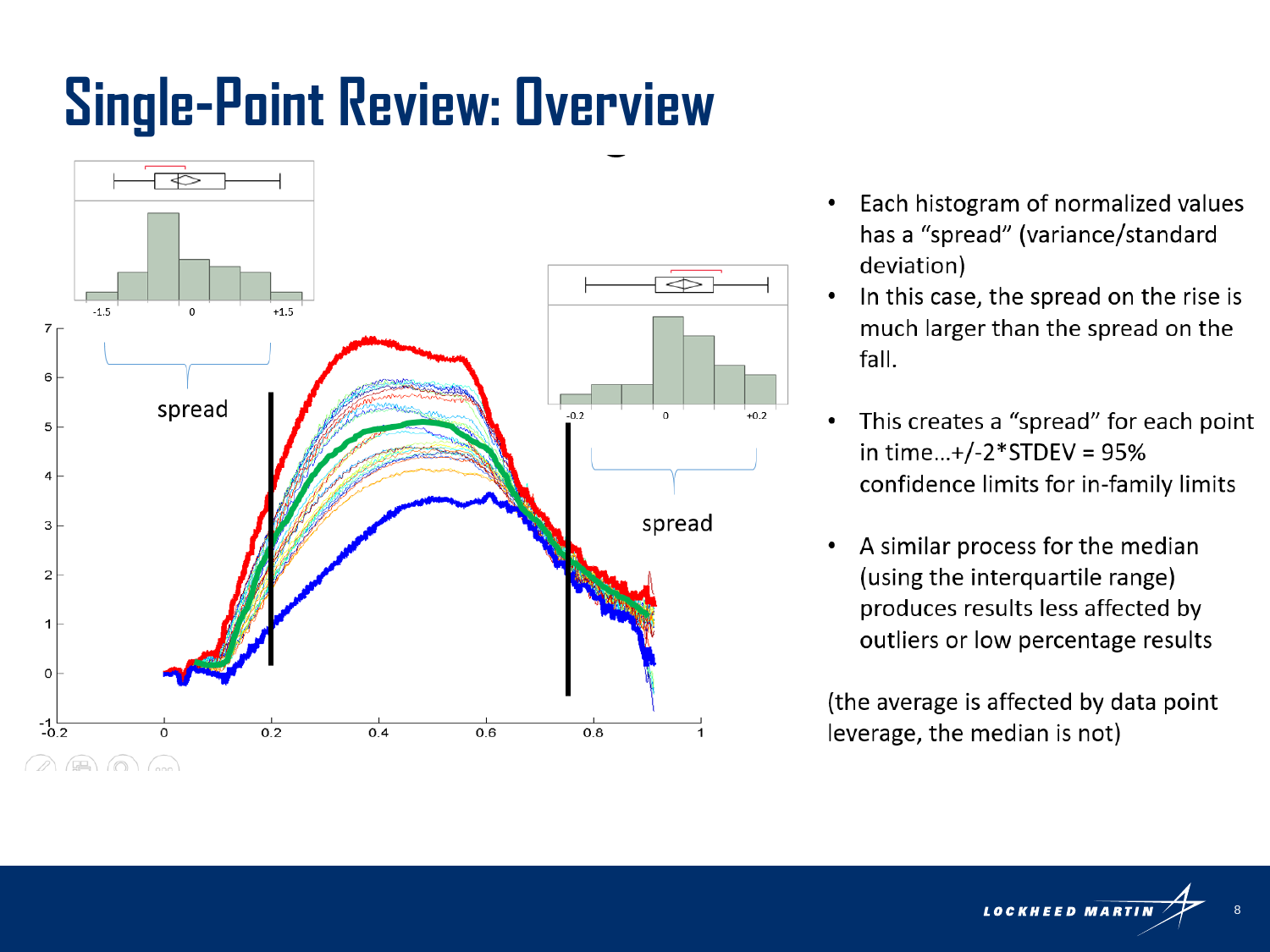# Single-Point Review: Overview

- Each histogram of normalized values has a “spread” (variance/standard deviation)
- In this case, the spread on the rise is much larger than the spread on the fall.
- This creates a “spread” for each point in time…+/-2*STDEV = 95% confidence limits for in-family limits
- A similar process for the median (using the interquartile range) produces results less affected by outliers or low percentage results

(the average is affected by data point leverage, the median is not)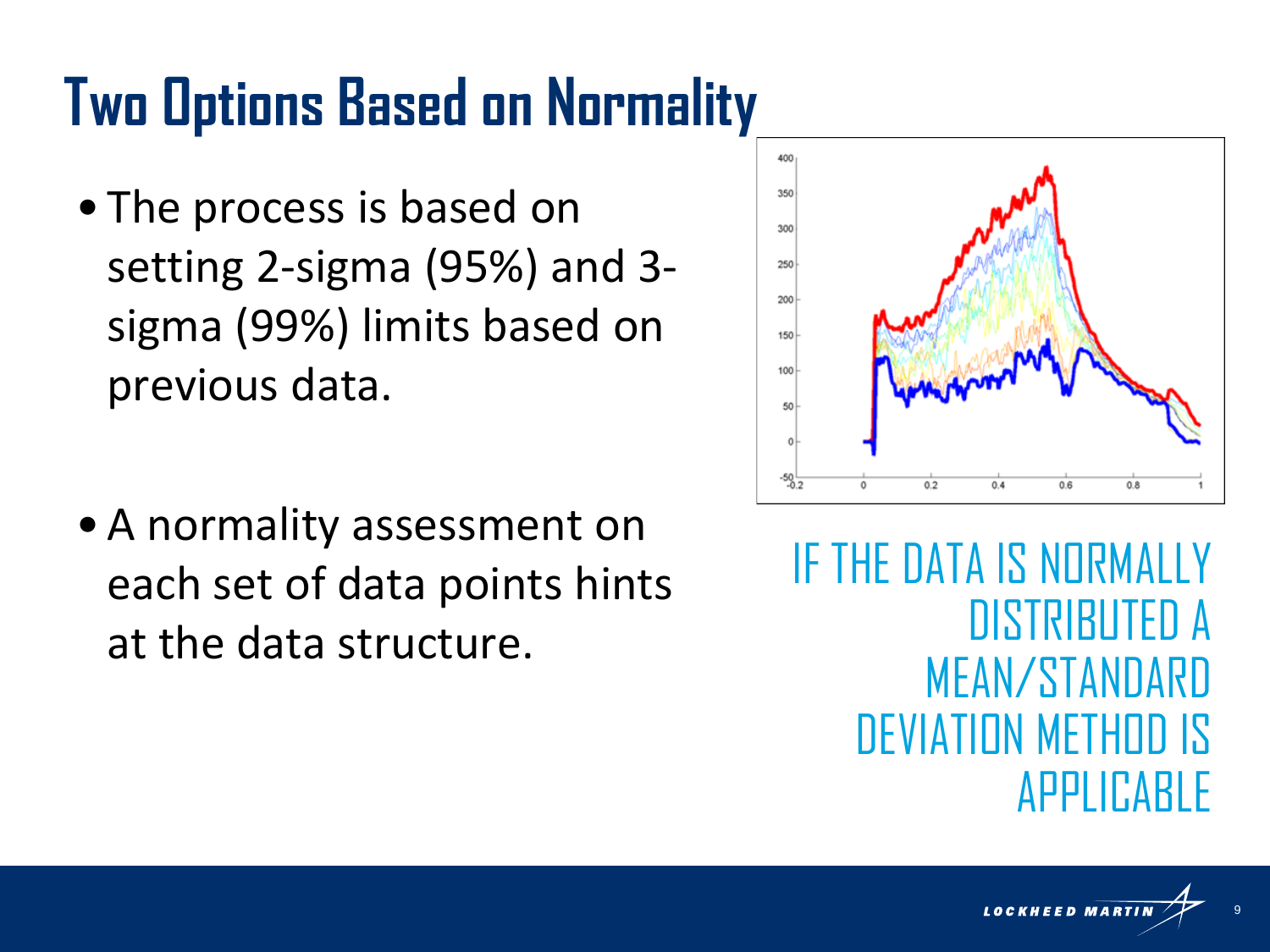# Two Options Based on Normality

- The process is based on setting 2-sigma (95%) and 3-sigma (99%) limits based on previous data.

- A normality assessment on each set of data points hints at the data structure.

IF THE DATA IS NORMALLY DISTRIBUTED A MEAN/STANDARD DEVIATION METHOD IS APPLICABLE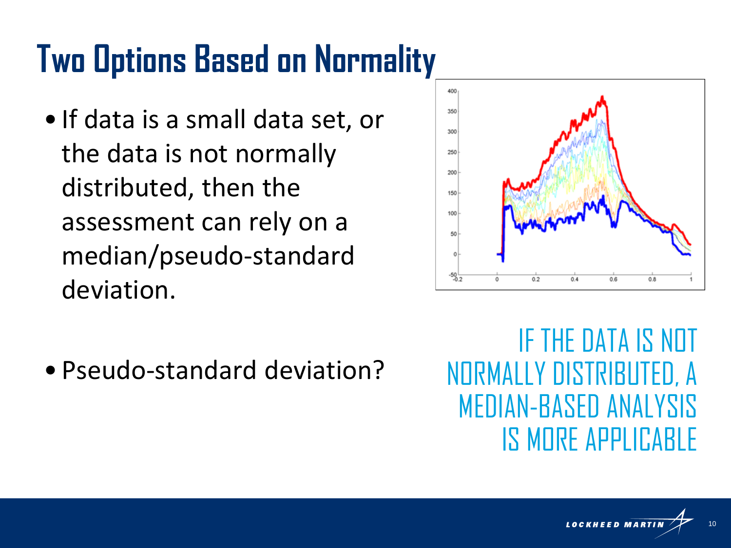# Two Options Based on Normality

- If data is a small data set, or the data is not normally distributed, then the assessment can rely on a median/pseudo-standard deviation.

- Pseudo-standard deviation?

IF THE DATA IS NOT NORMALLY DISTRIBUTED, A MEDIAN-BASED ANALYSIS IS MORE APPLICABLE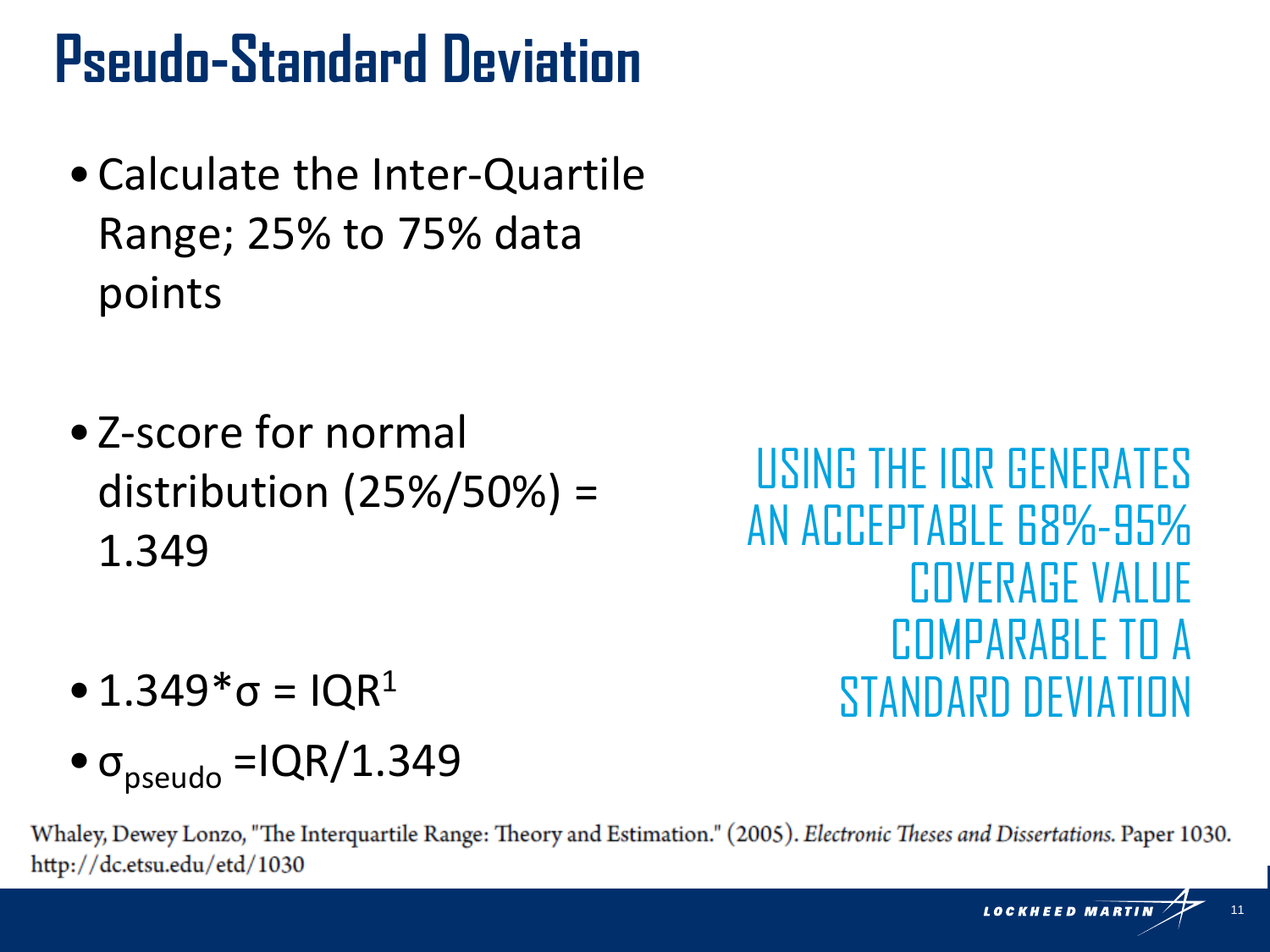# Pseudo-Standard Deviation

- Calculate the Inter-Quartile Range; 25% to 75% data points

- Z-score for normal distribution (25%/50%) = 1.349

- $1.349 * \sigma = IQR$[1]
- $\sigma_{pseudo} = IQR/1.349$

USING THE IQR GENERATES AN ACCEPTABLE 68%-95% COVERAGE VALUE COMPARABLE TO A STANDARD DEVIATION

Whaley, Dewey Lonzo, "The Interquartile Range: Theory and Estimation." (2005). *Electronic Theses and Dissertations.* Paper 1030. http://dc.etsu.edu/etd/1030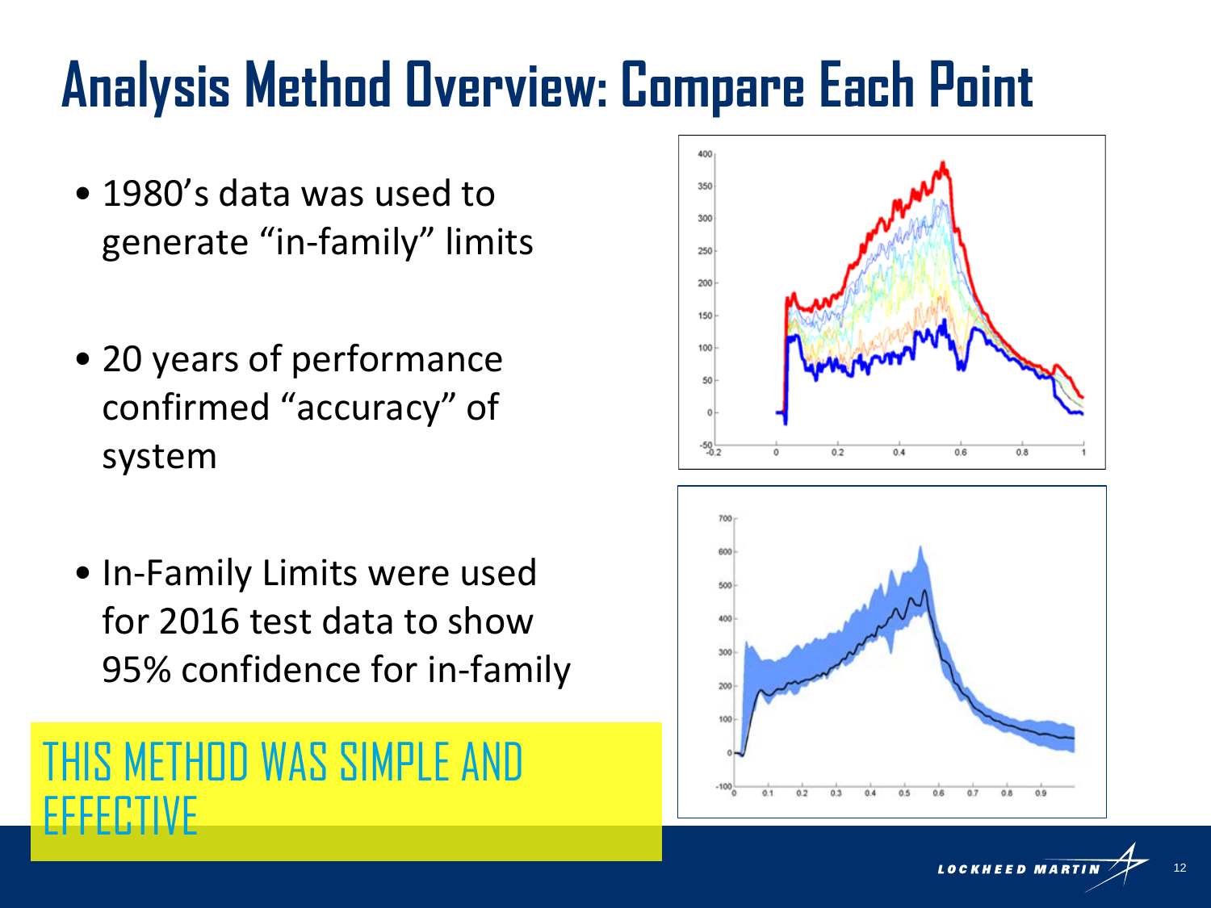# Analysis Method Overview: Compare Each Point

- 1980's data was used to generate "in-family" limits
- 20 years of performance confirmed "accuracy" of system
- In-Family Limits were used for 2016 test data to show 95% confidence for in-family

THIS METHOD WAS SIMPLE AND EFFECTIVE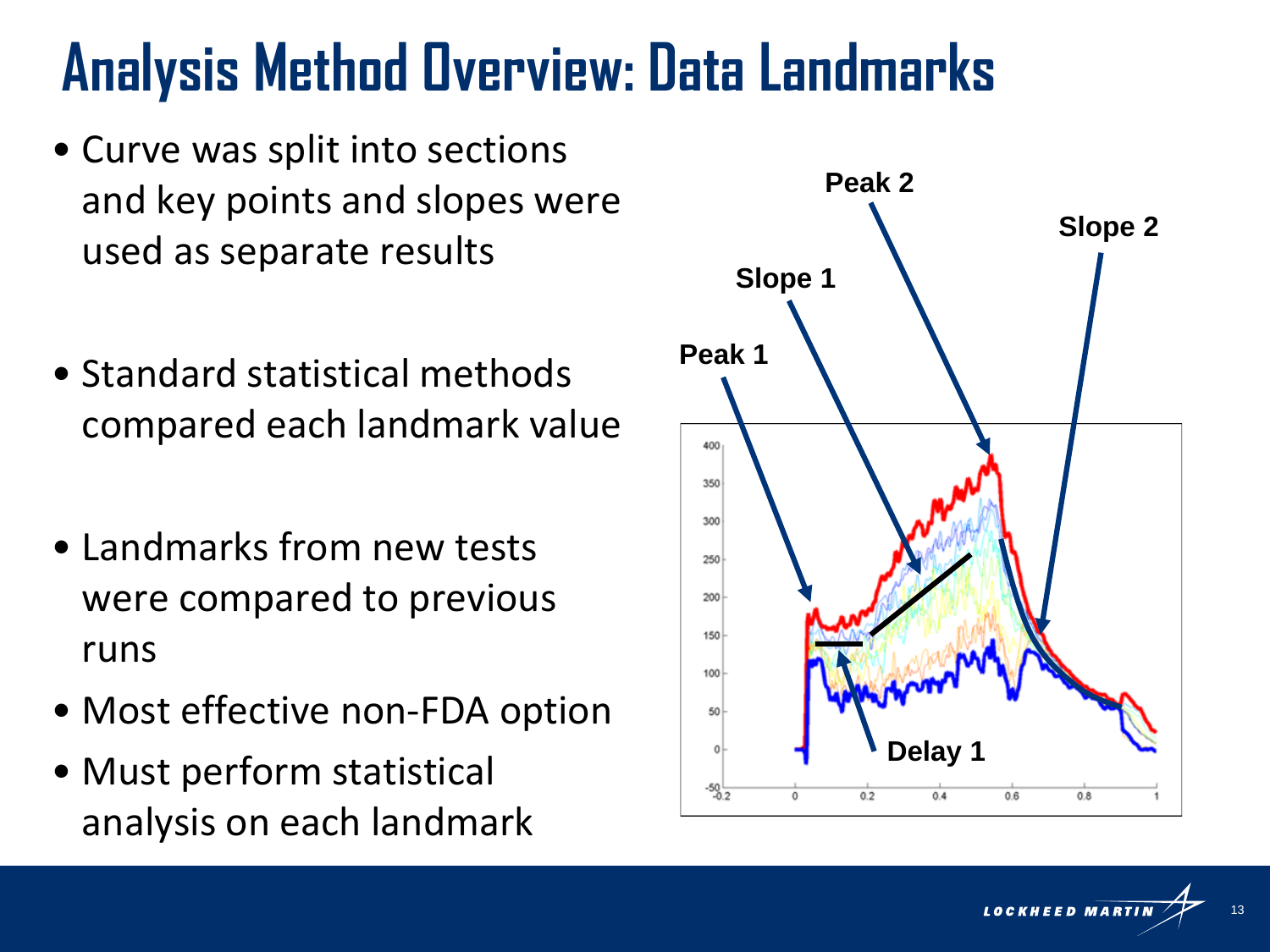# Analysis Method Overview: Data Landmarks

- Curve was split into sections and key points and slopes were used as separate results
- Standard statistical methods compared each landmark value
- Landmarks from new tests were compared to previous runs
- Most effective non-FDA option
- Must perform statistical analysis on each landmark

Peak 2

Slope 2

Slope 1

Peak 1

Delay 1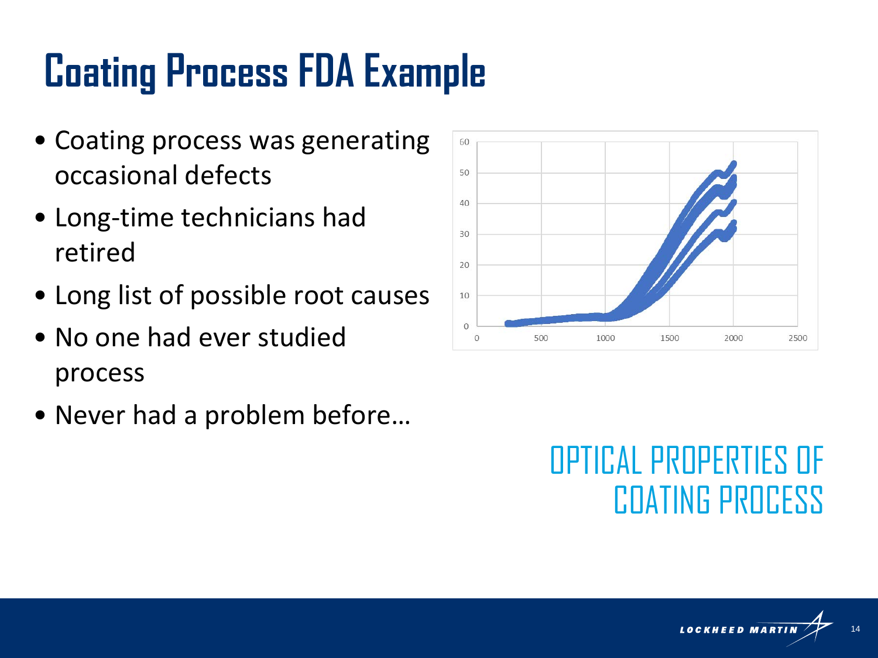# Coating Process FDA Example

- Coating process was generating occasional defects
- Long-time technicians had retired
- Long list of possible root causes
- No one had ever studied process
- Never had a problem before…

OPTICAL PROPERTIES OF COATING PROCESS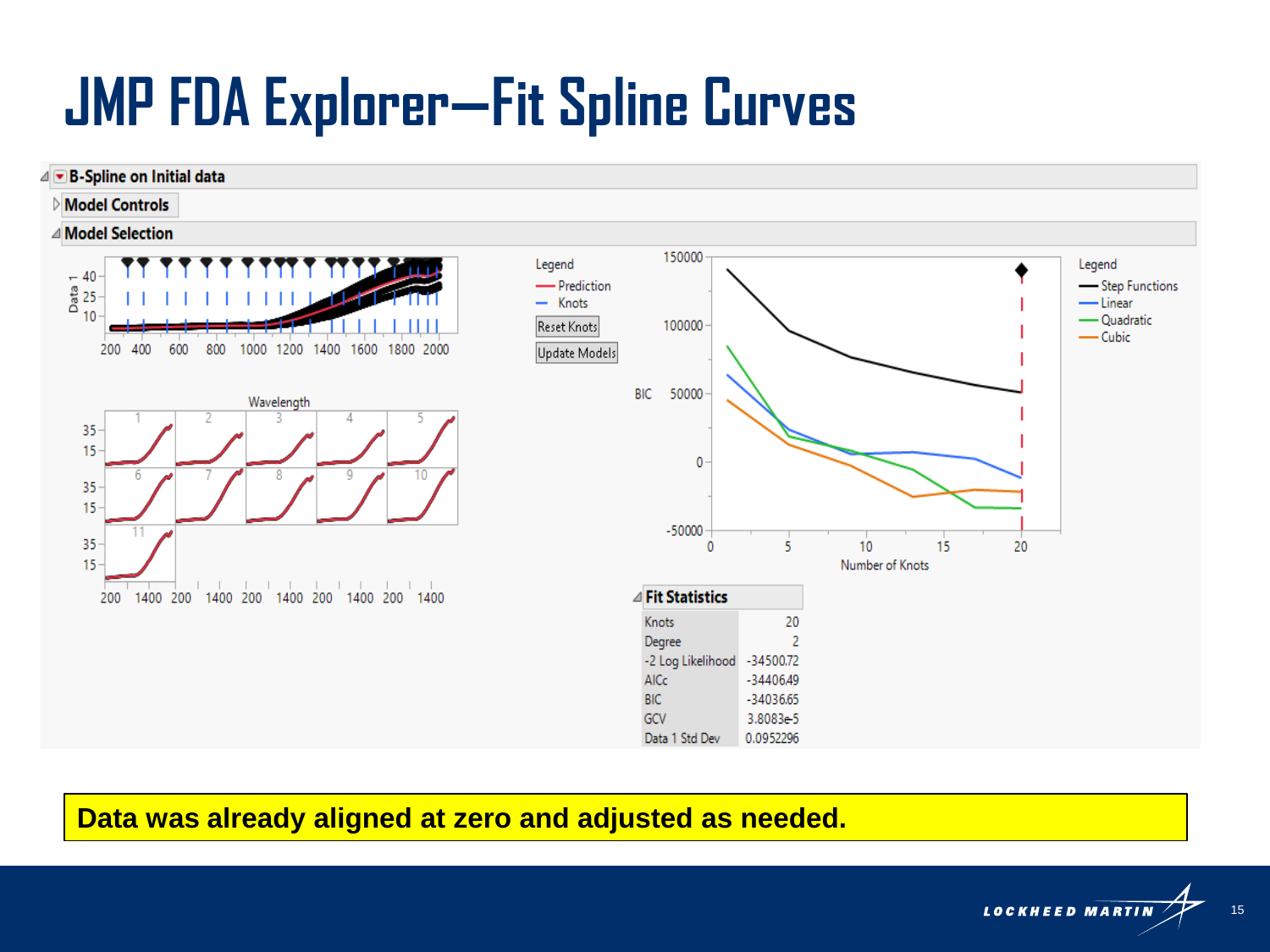# JMP FDA Explorer—Fit Spline Curves

**B-Spline on Initial data**

**Model Controls**

**Model Selection**

Legend
- Prediction
- Knots

Reset Knots

Update Models

Legend
- Step Functions
- Linear
- Quadratic
- Cubic

**Fit Statistics**

| | |
|---|---|
| Knots | 20 |
| Degree | 2 |
| -2 Log Likelihood | -34500.72 |
| AICc | -34406.49 |
| BIC | -34036.65 |
| GCV | 3.8083e-5 |
| Data 1 Std Dev | 0.0952296 |

**Data was already aligned at zero and adjusted as needed.**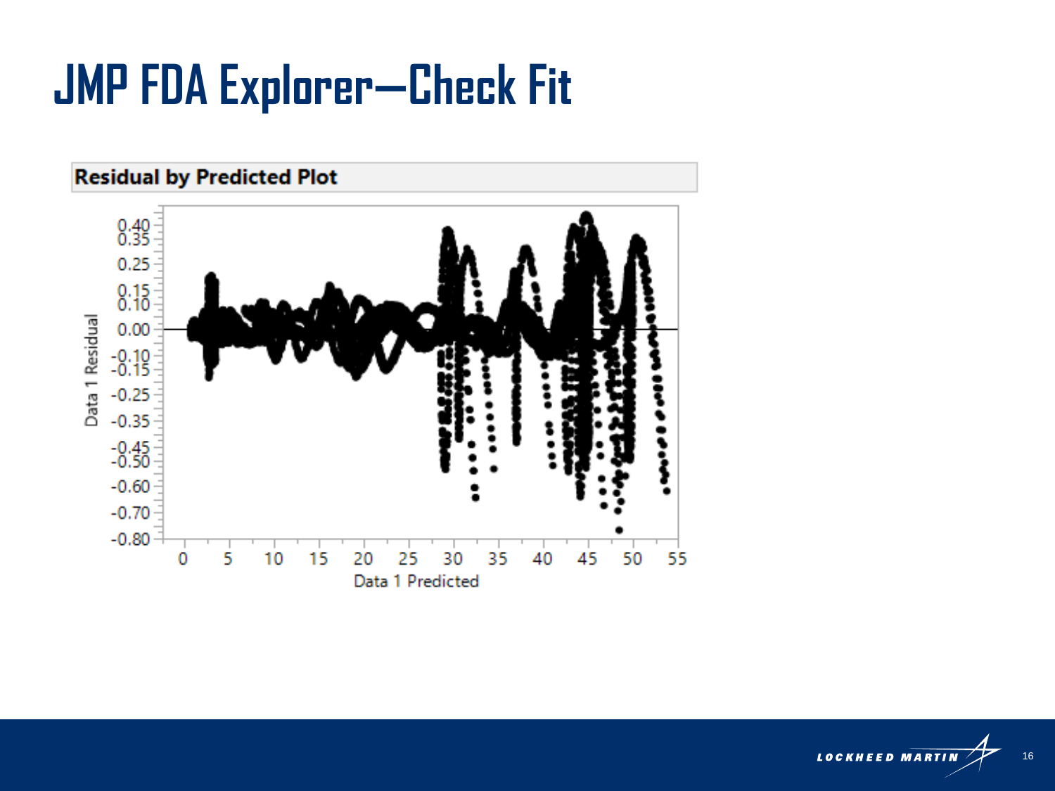# JMP FDA Explorer—Check Fit

**Residual by Predicted Plot**

Data 1 Residual

Data 1 Predicted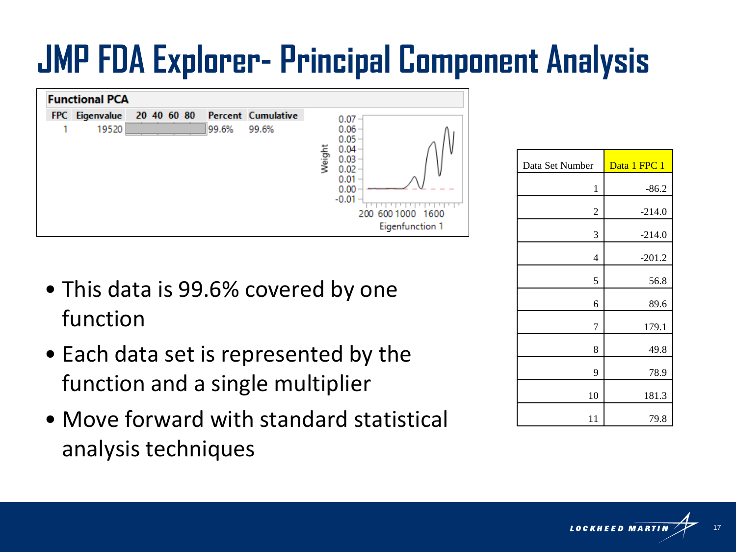# JMP FDA Explorer- Principal Component Analysis

**Functional PCA**

| FPC | Eigenvalue | 20 40 60 80 | Percent | Cumulative |
|---|---|---|---|---|
| 1 | 19520 | | 99.6% | 99.6% |

- This data is 99.6% covered by one function
- Each data set is represented by the function and a single multiplier
- Move forward with standard statistical analysis techniques

| Data Set Number | Data 1 FPC 1 |
|---|---|
| 1 | -86.2 |
| 2 | -214.0 |
| 3 | -214.0 |
| 4 | -201.2 |
| 5 | 56.8 |
| 6 | 89.6 |
| 7 | 179.1 |
| 8 | 49.8 |
| 9 | 78.9 |
| 10 | 181.3 |
| 11 | 79.8 |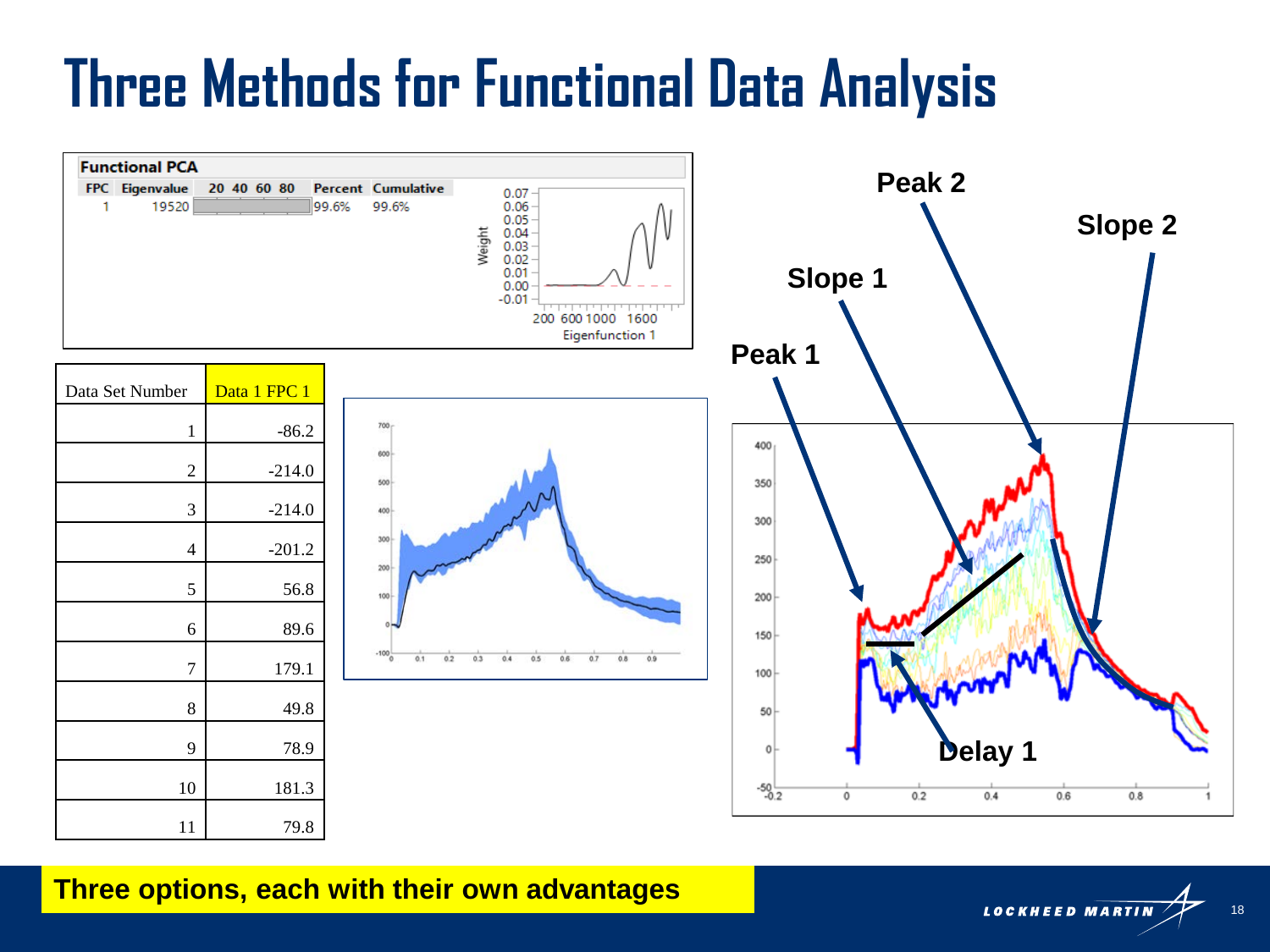# Three Methods for Functional Data Analysis

**Functional PCA**

| FPC | Eigenvalue | 20 40 60 80 | Percent | Cumulative |
|---|---|---|---|---|
| 1 | 19520 | | 99.6% | 99.6% |

Eigenfunction 1

| Data Set Number | Data 1 FPC 1 |
|---|---|
| 1 | -86.2 |
| 2 | -214.0 |
| 3 | -214.0 |
| 4 | -201.2 |
| 5 | 56.8 |
| 6 | 89.6 |
| 7 | 179.1 |
| 8 | 49.8 |
| 9 | 78.9 |
| 10 | 181.3 |
| 11 | 79.8 |

Peak 2

Slope 2

Slope 1

Peak 1

Delay 1

**Three options, each with their own advantages**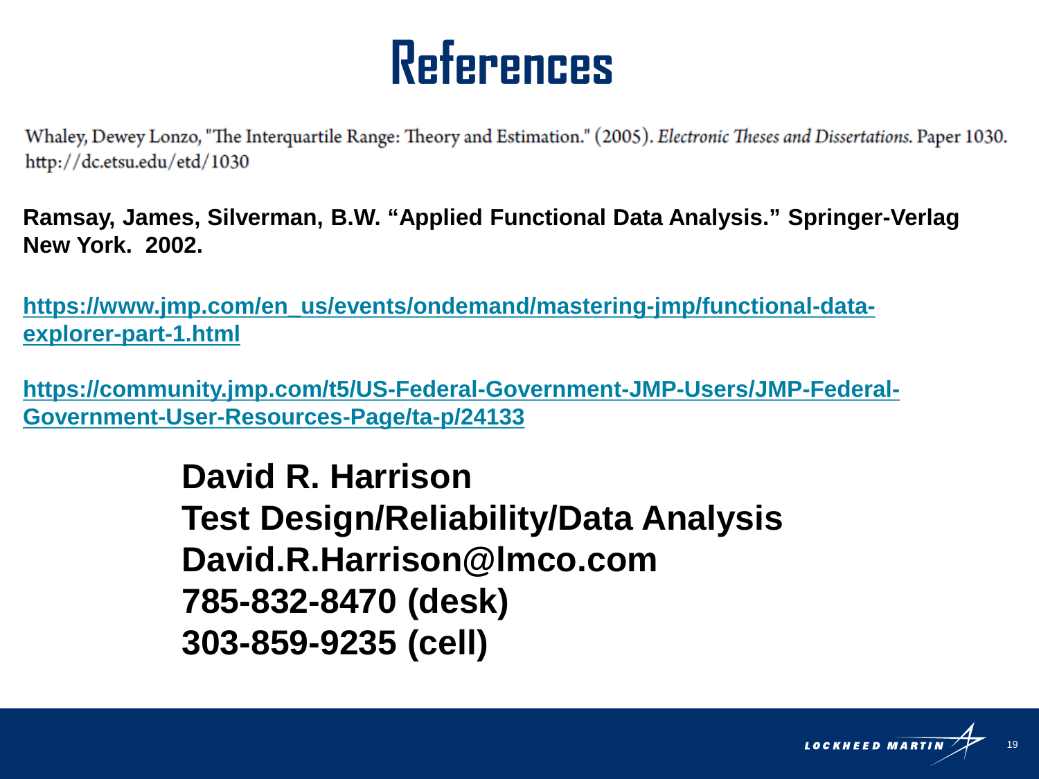# References

Whaley, Dewey Lonzo, "The Interquartile Range: Theory and Estimation." (2005). *Electronic Theses and Dissertations.* Paper 1030. http://dc.etsu.edu/etd/1030

**Ramsay, James, Silverman, B.W. "Applied Functional Data Analysis." Springer-Verlag New York. 2002.**

**https://www.jmp.com/en_us/events/ondemand/mastering-jmp/functional-data-explorer-part-1.html**

**https://community.jmp.com/t5/US-Federal-Government-JMP-Users/JMP-Federal-Government-User-Resources-Page/ta-p/24133**

**David R. Harrison**
**Test Design/Reliability/Data Analysis**
**David.R.Harrison@lmco.com**
**785-832-8470 (desk)**
**303-859-9235 (cell)**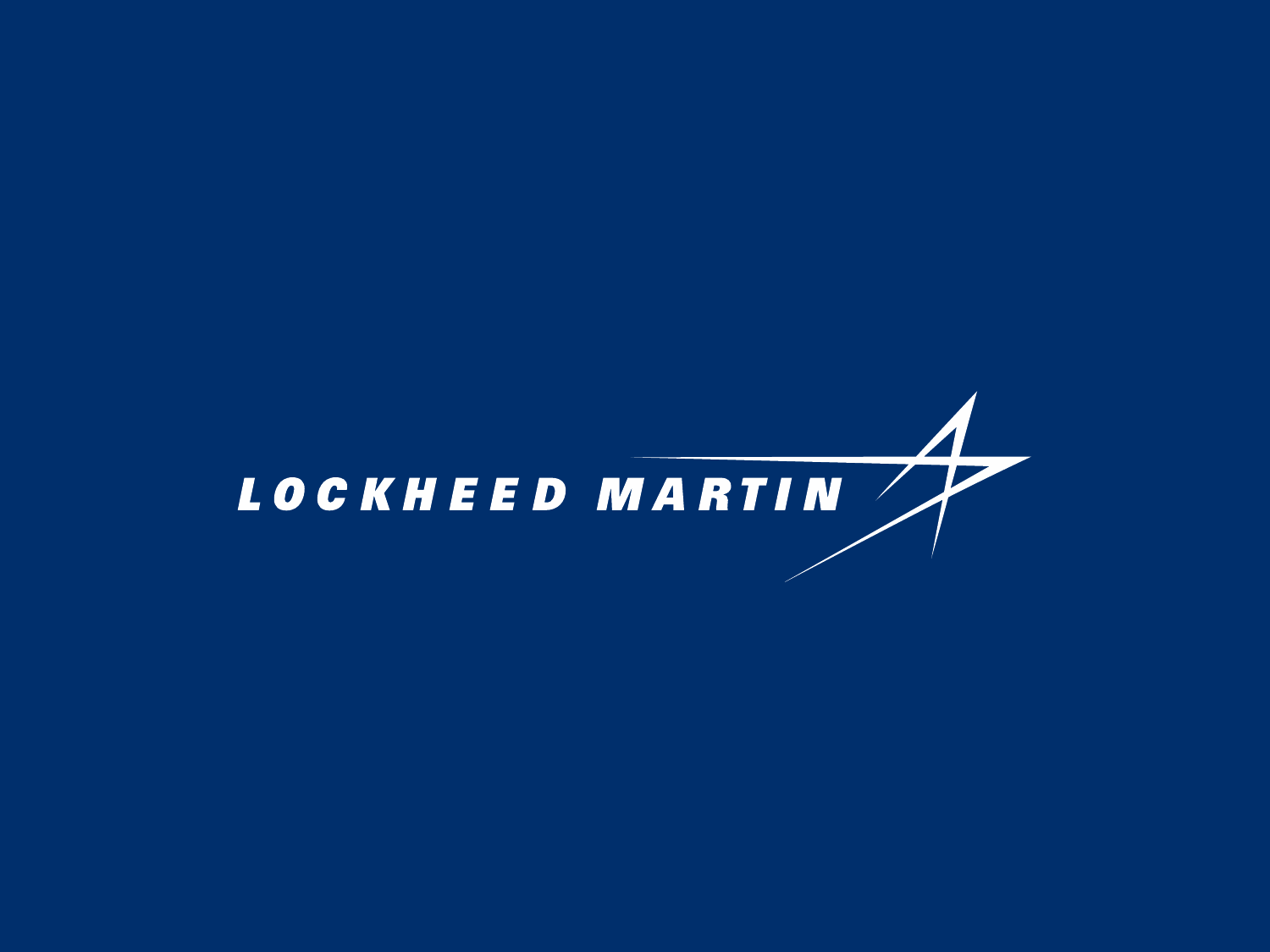LOCKHEED MARTIN